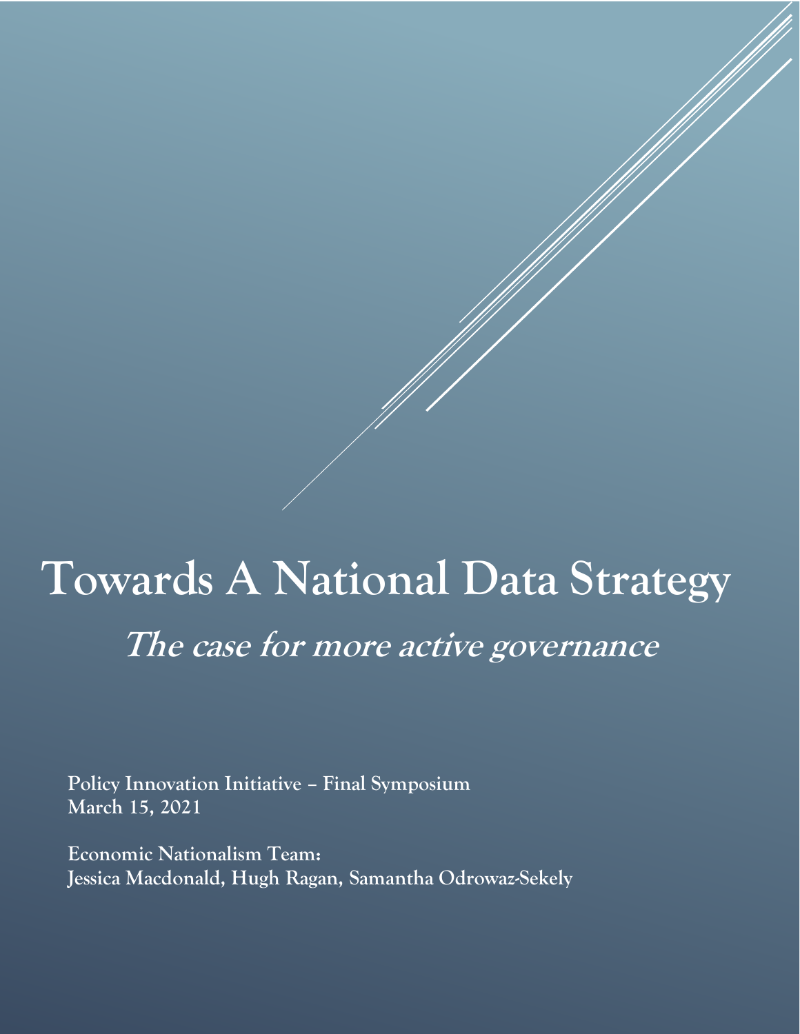# Towards A National Data Strategy

## *The case for more active governance*

**Policy Innovation Initiative – Final Symposium**
**March 15, 2021**

**Economic Nationalism Team:**
**Jessica Macdonald, Hugh Ragan, Samantha Odrowaz-Sekely**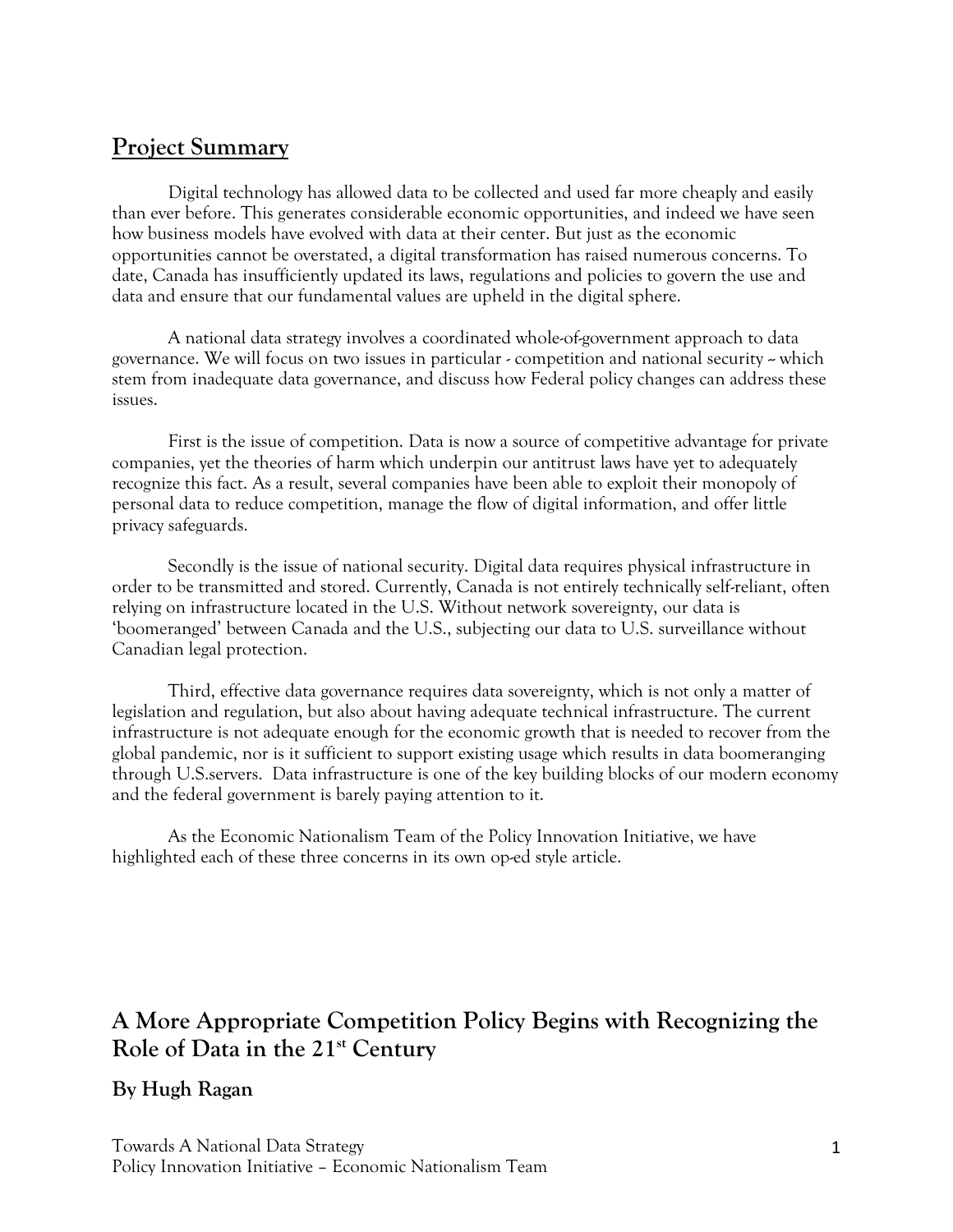## Project Summary

Digital technology has allowed data to be collected and used far more cheaply and easily than ever before. This generates considerable economic opportunities, and indeed we have seen how business models have evolved with data at their center. But just as the economic opportunities cannot be overstated, a digital transformation has raised numerous concerns. To date, Canada has insufficiently updated its laws, regulations and policies to govern the use and data and ensure that our fundamental values are upheld in the digital sphere.

A national data strategy involves a coordinated whole-of-government approach to data governance. We will focus on two issues in particular - competition and national security -- which stem from inadequate data governance, and discuss how Federal policy changes can address these issues.

First is the issue of competition. Data is now a source of competitive advantage for private companies, yet the theories of harm which underpin our antitrust laws have yet to adequately recognize this fact. As a result, several companies have been able to exploit their monopoly of personal data to reduce competition, manage the flow of digital information, and offer little privacy safeguards.

Secondly is the issue of national security. Digital data requires physical infrastructure in order to be transmitted and stored. Currently, Canada is not entirely technically self-reliant, often relying on infrastructure located in the U.S. Without network sovereignty, our data is 'boomeranged' between Canada and the U.S., subjecting our data to U.S. surveillance without Canadian legal protection.

Third, effective data governance requires data sovereignty, which is not only a matter of legislation and regulation, but also about having adequate technical infrastructure. The current infrastructure is not adequate enough for the economic growth that is needed to recover from the global pandemic, nor is it sufficient to support existing usage which results in data boomeranging through U.S.servers. Data infrastructure is one of the key building blocks of our modern economy and the federal government is barely paying attention to it.

As the Economic Nationalism Team of the Policy Innovation Initiative, we have highlighted each of these three concerns in its own op-ed style article.

## A More Appropriate Competition Policy Begins with Recognizing the Role of Data in the 21st Century

### By Hugh Ragan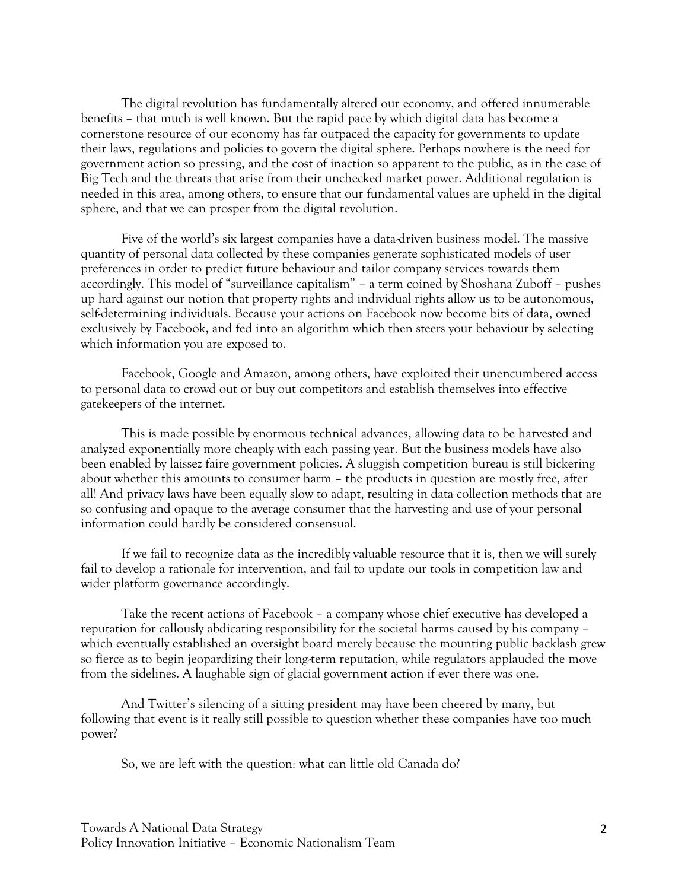The digital revolution has fundamentally altered our economy, and offered innumerable benefits – that much is well known. But the rapid pace by which digital data has become a cornerstone resource of our economy has far outpaced the capacity for governments to update their laws, regulations and policies to govern the digital sphere. Perhaps nowhere is the need for government action so pressing, and the cost of inaction so apparent to the public, as in the case of Big Tech and the threats that arise from their unchecked market power. Additional regulation is needed in this area, among others, to ensure that our fundamental values are upheld in the digital sphere, and that we can prosper from the digital revolution.

Five of the world's six largest companies have a data-driven business model. The massive quantity of personal data collected by these companies generate sophisticated models of user preferences in order to predict future behaviour and tailor company services towards them accordingly. This model of "surveillance capitalism" – a term coined by Shoshana Zuboff – pushes up hard against our notion that property rights and individual rights allow us to be autonomous, self-determining individuals. Because your actions on Facebook now become bits of data, owned exclusively by Facebook, and fed into an algorithm which then steers your behaviour by selecting which information you are exposed to.

Facebook, Google and Amazon, among others, have exploited their unencumbered access to personal data to crowd out or buy out competitors and establish themselves into effective gatekeepers of the internet.

This is made possible by enormous technical advances, allowing data to be harvested and analyzed exponentially more cheaply with each passing year. But the business models have also been enabled by laissez faire government policies. A sluggish competition bureau is still bickering about whether this amounts to consumer harm – the products in question are mostly free, after all! And privacy laws have been equally slow to adapt, resulting in data collection methods that are so confusing and opaque to the average consumer that the harvesting and use of your personal information could hardly be considered consensual.

If we fail to recognize data as the incredibly valuable resource that it is, then we will surely fail to develop a rationale for intervention, and fail to update our tools in competition law and wider platform governance accordingly.

Take the recent actions of Facebook – a company whose chief executive has developed a reputation for callously abdicating responsibility for the societal harms caused by his company – which eventually established an oversight board merely because the mounting public backlash grew so fierce as to begin jeopardizing their long-term reputation, while regulators applauded the move from the sidelines. A laughable sign of glacial government action if ever there was one.

And Twitter's silencing of a sitting president may have been cheered by many, but following that event is it really still possible to question whether these companies have too much power?

So, we are left with the question: what can little old Canada do?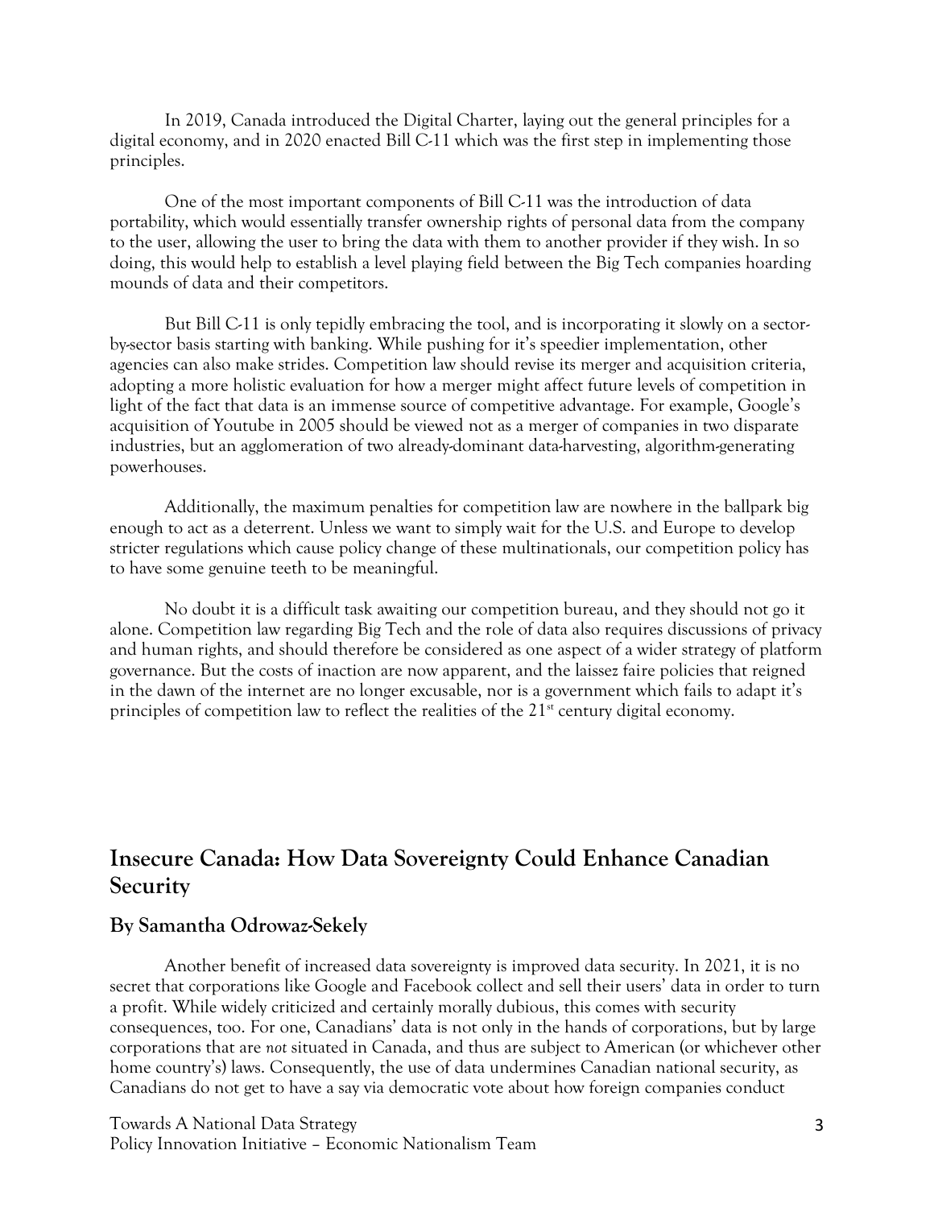In 2019, Canada introduced the Digital Charter, laying out the general principles for a digital economy, and in 2020 enacted Bill C-11 which was the first step in implementing those principles.

One of the most important components of Bill C-11 was the introduction of data portability, which would essentially transfer ownership rights of personal data from the company to the user, allowing the user to bring the data with them to another provider if they wish. In so doing, this would help to establish a level playing field between the Big Tech companies hoarding mounds of data and their competitors.

But Bill C-11 is only tepidly embracing the tool, and is incorporating it slowly on a sector-by-sector basis starting with banking. While pushing for it's speedier implementation, other agencies can also make strides. Competition law should revise its merger and acquisition criteria, adopting a more holistic evaluation for how a merger might affect future levels of competition in light of the fact that data is an immense source of competitive advantage. For example, Google's acquisition of Youtube in 2005 should be viewed not as a merger of companies in two disparate industries, but an agglomeration of two already-dominant data-harvesting, algorithm-generating powerhouses.

Additionally, the maximum penalties for competition law are nowhere in the ballpark big enough to act as a deterrent. Unless we want to simply wait for the U.S. and Europe to develop stricter regulations which cause policy change of these multinationals, our competition policy has to have some genuine teeth to be meaningful.

No doubt it is a difficult task awaiting our competition bureau, and they should not go it alone. Competition law regarding Big Tech and the role of data also requires discussions of privacy and human rights, and should therefore be considered as one aspect of a wider strategy of platform governance. But the costs of inaction are now apparent, and the laissez faire policies that reigned in the dawn of the internet are no longer excusable, nor is a government which fails to adapt it's principles of competition law to reflect the realities of the 21st century digital economy.

## Insecure Canada: How Data Sovereignty Could Enhance Canadian Security

### By Samantha Odrowaz-Sekely

Another benefit of increased data sovereignty is improved data security. In 2021, it is no secret that corporations like Google and Facebook collect and sell their users' data in order to turn a profit. While widely criticized and certainly morally dubious, this comes with security consequences, too. For one, Canadians' data is not only in the hands of corporations, but by large corporations that are *not* situated in Canada, and thus are subject to American (or whichever other home country's) laws. Consequently, the use of data undermines Canadian national security, as Canadians do not get to have a say via democratic vote about how foreign companies conduct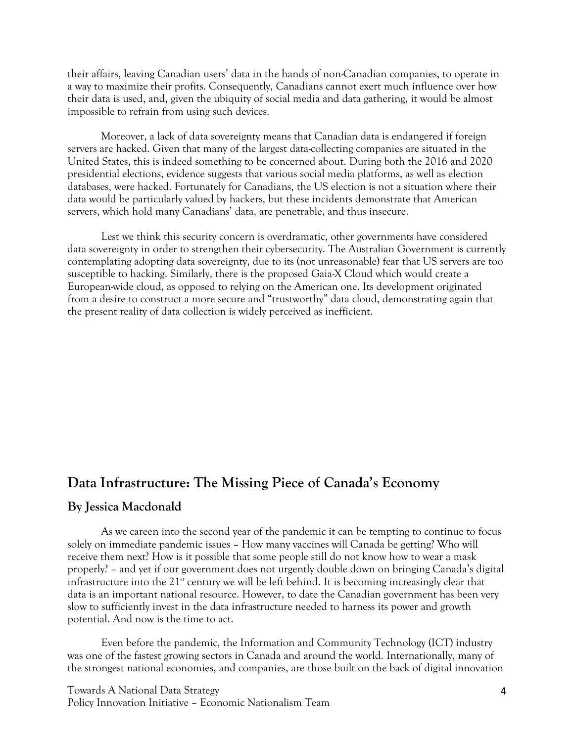their affairs, leaving Canadian users' data in the hands of non-Canadian companies, to operate in a way to maximize their profits. Consequently, Canadians cannot exert much influence over how their data is used, and, given the ubiquity of social media and data gathering, it would be almost impossible to refrain from using such devices.

Moreover, a lack of data sovereignty means that Canadian data is endangered if foreign servers are hacked. Given that many of the largest data-collecting companies are situated in the United States, this is indeed something to be concerned about. During both the 2016 and 2020 presidential elections, evidence suggests that various social media platforms, as well as election databases, were hacked. Fortunately for Canadians, the US election is not a situation where their data would be particularly valued by hackers, but these incidents demonstrate that American servers, which hold many Canadians' data, are penetrable, and thus insecure.

Lest we think this security concern is overdramatic, other governments have considered data sovereignty in order to strengthen their cybersecurity. The Australian Government is currently contemplating adopting data sovereignty, due to its (not unreasonable) fear that US servers are too susceptible to hacking. Similarly, there is the proposed Gaia-X Cloud which would create a European-wide cloud, as opposed to relying on the American one. Its development originated from a desire to construct a more secure and "trustworthy" data cloud, demonstrating again that the present reality of data collection is widely perceived as inefficient.

## Data Infrastructure: The Missing Piece of Canada's Economy

### By Jessica Macdonald

As we careen into the second year of the pandemic it can be tempting to continue to focus solely on immediate pandemic issues – How many vaccines will Canada be getting? Who will receive them next? How is it possible that some people still do not know how to wear a mask properly? – and yet if our government does not urgently double down on bringing Canada's digital infrastructure into the 21st century we will be left behind. It is becoming increasingly clear that data is an important national resource. However, to date the Canadian government has been very slow to sufficiently invest in the data infrastructure needed to harness its power and growth potential. And now is the time to act.

Even before the pandemic, the Information and Community Technology (ICT) industry was one of the fastest growing sectors in Canada and around the world. Internationally, many of the strongest national economies, and companies, are those built on the back of digital innovation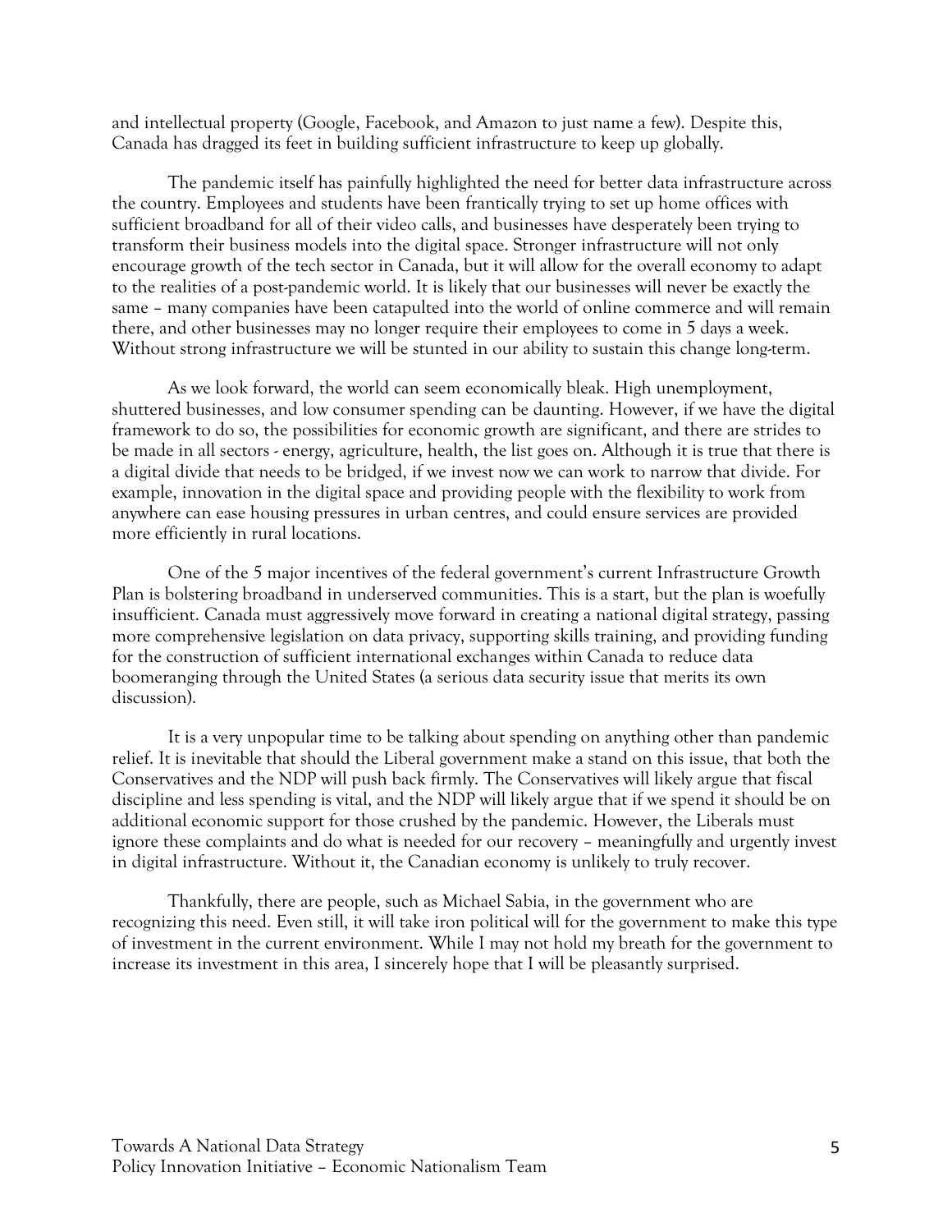and intellectual property (Google, Facebook, and Amazon to just name a few). Despite this, Canada has dragged its feet in building sufficient infrastructure to keep up globally.

The pandemic itself has painfully highlighted the need for better data infrastructure across the country. Employees and students have been frantically trying to set up home offices with sufficient broadband for all of their video calls, and businesses have desperately been trying to transform their business models into the digital space. Stronger infrastructure will not only encourage growth of the tech sector in Canada, but it will allow for the overall economy to adapt to the realities of a post-pandemic world. It is likely that our businesses will never be exactly the same – many companies have been catapulted into the world of online commerce and will remain there, and other businesses may no longer require their employees to come in 5 days a week. Without strong infrastructure we will be stunted in our ability to sustain this change long-term.

As we look forward, the world can seem economically bleak. High unemployment, shuttered businesses, and low consumer spending can be daunting. However, if we have the digital framework to do so, the possibilities for economic growth are significant, and there are strides to be made in all sectors - energy, agriculture, health, the list goes on. Although it is true that there is a digital divide that needs to be bridged, if we invest now we can work to narrow that divide. For example, innovation in the digital space and providing people with the flexibility to work from anywhere can ease housing pressures in urban centres, and could ensure services are provided more efficiently in rural locations.

One of the 5 major incentives of the federal government's current Infrastructure Growth Plan is bolstering broadband in underserved communities. This is a start, but the plan is woefully insufficient. Canada must aggressively move forward in creating a national digital strategy, passing more comprehensive legislation on data privacy, supporting skills training, and providing funding for the construction of sufficient international exchanges within Canada to reduce data boomeranging through the United States (a serious data security issue that merits its own discussion).

It is a very unpopular time to be talking about spending on anything other than pandemic relief. It is inevitable that should the Liberal government make a stand on this issue, that both the Conservatives and the NDP will push back firmly. The Conservatives will likely argue that fiscal discipline and less spending is vital, and the NDP will likely argue that if we spend it should be on additional economic support for those crushed by the pandemic. However, the Liberals must ignore these complaints and do what is needed for our recovery – meaningfully and urgently invest in digital infrastructure. Without it, the Canadian economy is unlikely to truly recover.

Thankfully, there are people, such as Michael Sabia, in the government who are recognizing this need. Even still, it will take iron political will for the government to make this type of investment in the current environment. While I may not hold my breath for the government to increase its investment in this area, I sincerely hope that I will be pleasantly surprised.